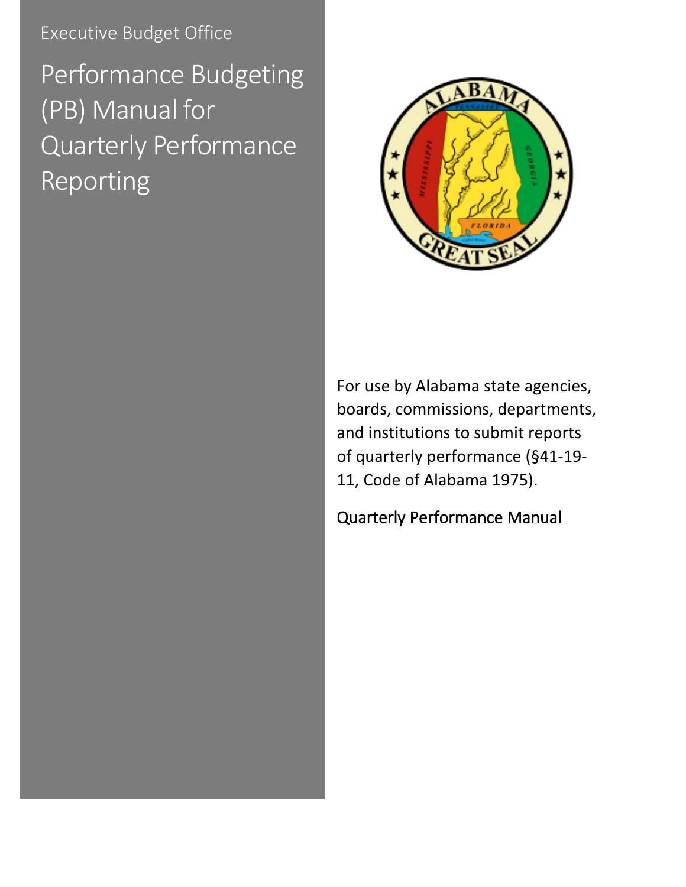Executive Budget Office

# Performance Budgeting (PB) Manual for Quarterly Performance Reporting

For use by Alabama state agencies, boards, commissions, departments, and institutions to submit reports of quarterly performance (§41-19-11, Code of Alabama 1975).

Quarterly Performance Manual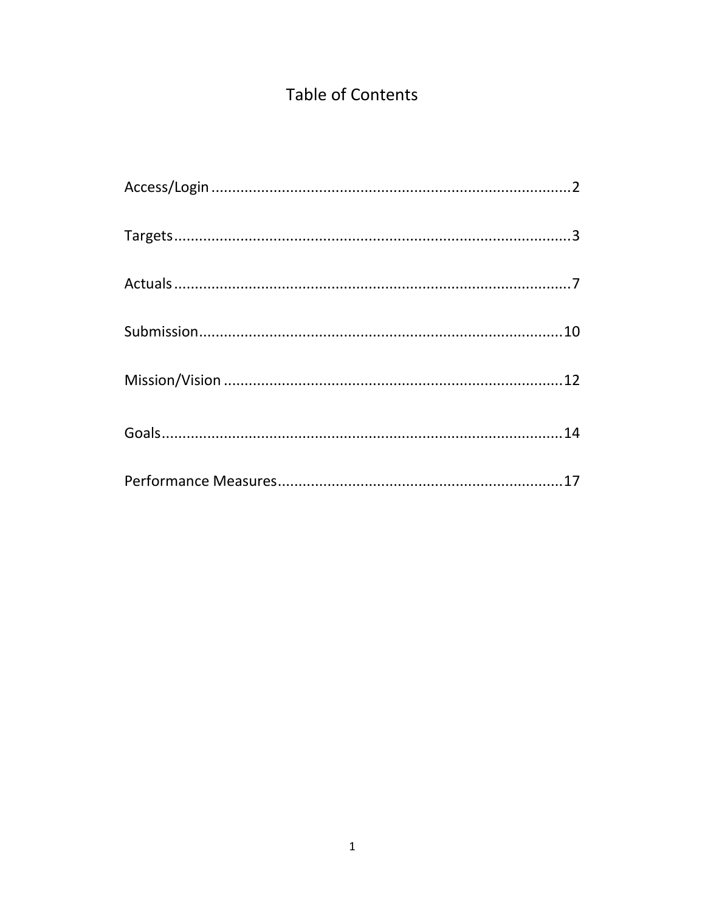# Table of Contents

Access/Login .......................................................................................2

Targets ................................................................................................3

Actuals ................................................................................................7

Submission.........................................................................................10

Mission/Vision ..................................................................................12

Goals..................................................................................................14

Performance Measures......................................................................17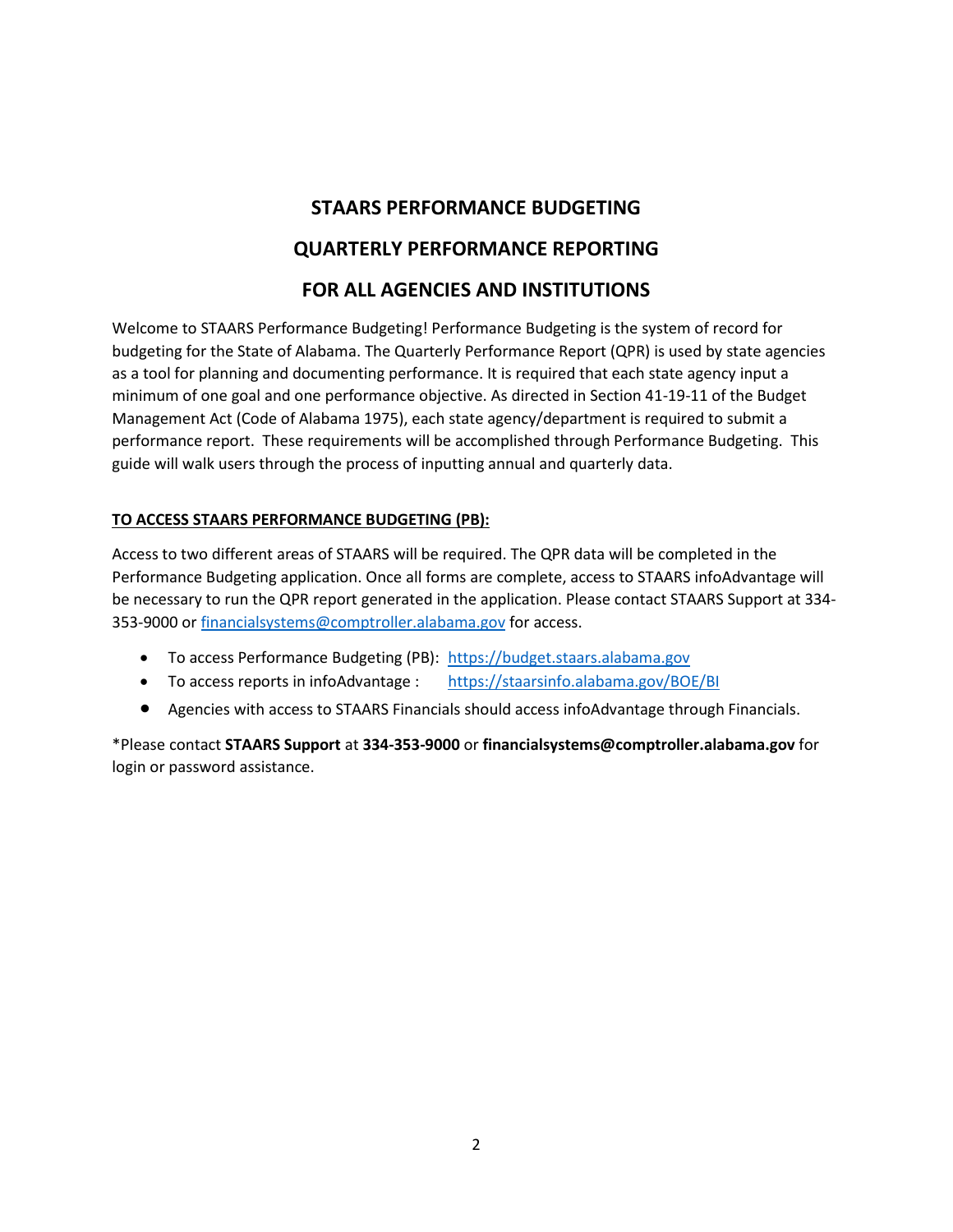# STAARS PERFORMANCE BUDGETING

# QUARTERLY PERFORMANCE REPORTING

# FOR ALL AGENCIES AND INSTITUTIONS

Welcome to STAARS Performance Budgeting! Performance Budgeting is the system of record for budgeting for the State of Alabama. The Quarterly Performance Report (QPR) is used by state agencies as a tool for planning and documenting performance. It is required that each state agency input a minimum of one goal and one performance objective. As directed in Section 41-19-11 of the Budget Management Act (Code of Alabama 1975), each state agency/department is required to submit a performance report. These requirements will be accomplished through Performance Budgeting. This guide will walk users through the process of inputting annual and quarterly data.

**TO ACCESS STAARS PERFORMANCE BUDGETING (PB):**

Access to two different areas of STAARS will be required. The QPR data will be completed in the Performance Budgeting application. Once all forms are complete, access to STAARS infoAdvantage will be necessary to run the QPR report generated in the application. Please contact STAARS Support at 334-353-9000 or financialsystems@comptroller.alabama.gov for access.

- To access Performance Budgeting (PB): https://budget.staars.alabama.gov
- To access reports in infoAdvantage : https://staarsinfo.alabama.gov/BOE/BI
- Agencies with access to STAARS Financials should access infoAdvantage through Financials.

*Please contact **STAARS Support** at **334-353-9000** or **financialsystems@comptroller.alabama.gov** for login or password assistance.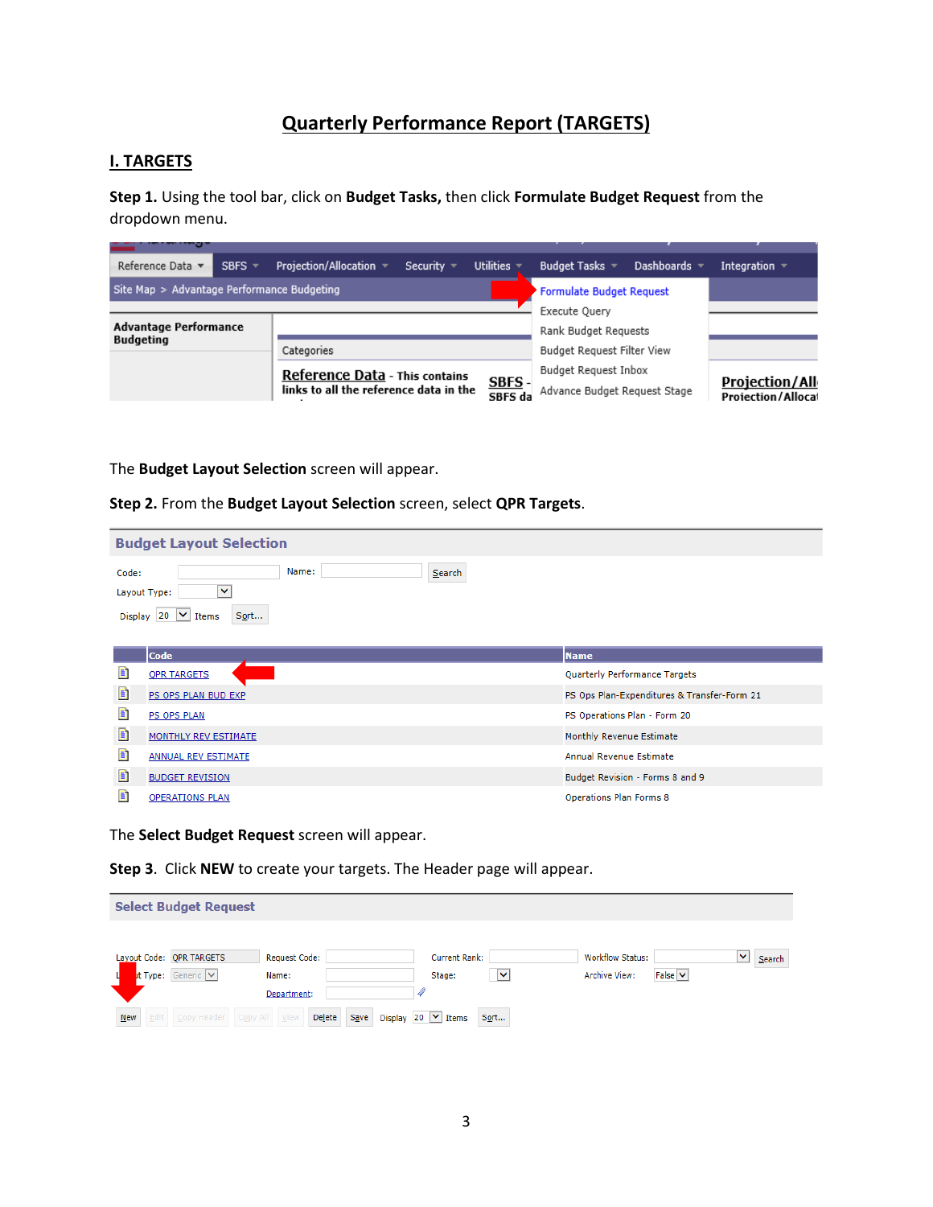# Quarterly Performance Report (TARGETS)

## I. TARGETS

**Step 1.** Using the tool bar, click on **Budget Tasks,** then click **Formulate Budget Request** from the dropdown menu.

The **Budget Layout Selection** screen will appear.

**Step 2.** From the **Budget Layout Selection** screen, select **QPR Targets**.

The **Select Budget Request** screen will appear.

**Step 3**. Click **NEW** to create your targets. The Header page will appear.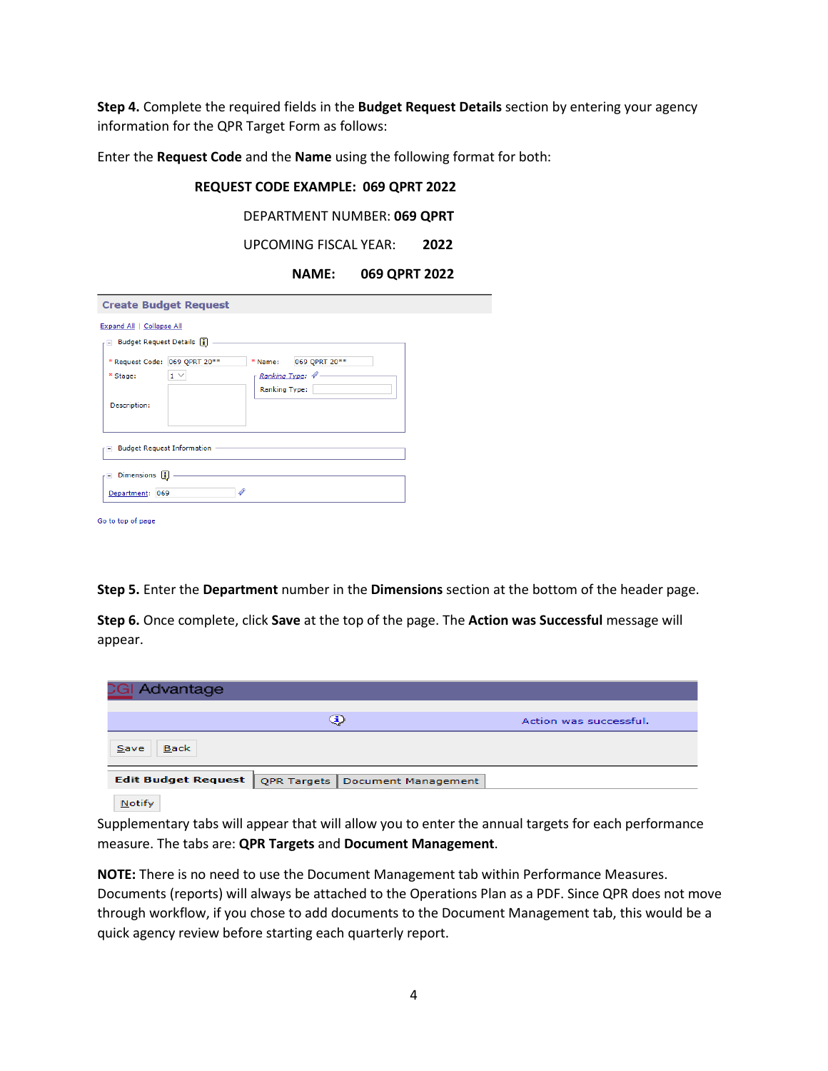**Step 4.** Complete the required fields in the **Budget Request Details** section by entering your agency information for the QPR Target Form as follows:

Enter the **Request Code** and the **Name** using the following format for both:

**REQUEST CODE EXAMPLE: 069 QPRT 2022**

DEPARTMENT NUMBER: **069 QPRT**

UPCOMING FISCAL YEAR: **2022**

**NAME: 069 QPRT 2022**

**Create Budget Request**

Expand All | Collapse All

Budget Request Details

\* Request Code: 069 QPRT 20\*\* \* Name: 069 QPRT 20\*\*

\* Stage: 1 Ranking Type:

Ranking Type:

Description:

Budget Request Information

Dimensions

Department: 069

Go to top of page

**Step 5.** Enter the **Department** number in the **Dimensions** section at the bottom of the header page.

**Step 6.** Once complete, click **Save** at the top of the page. The **Action was Successful** message will appear.

CGI Advantage

Action was successful.

Save Back

Edit Budget Request | QPR Targets | Document Management

Notify

Supplementary tabs will appear that will allow you to enter the annual targets for each performance measure. The tabs are: **QPR Targets** and **Document Management**.

**NOTE:** There is no need to use the Document Management tab within Performance Measures. Documents (reports) will always be attached to the Operations Plan as a PDF. Since QPR does not move through workflow, if you chose to add documents to the Document Management tab, this would be a quick agency review before starting each quarterly report.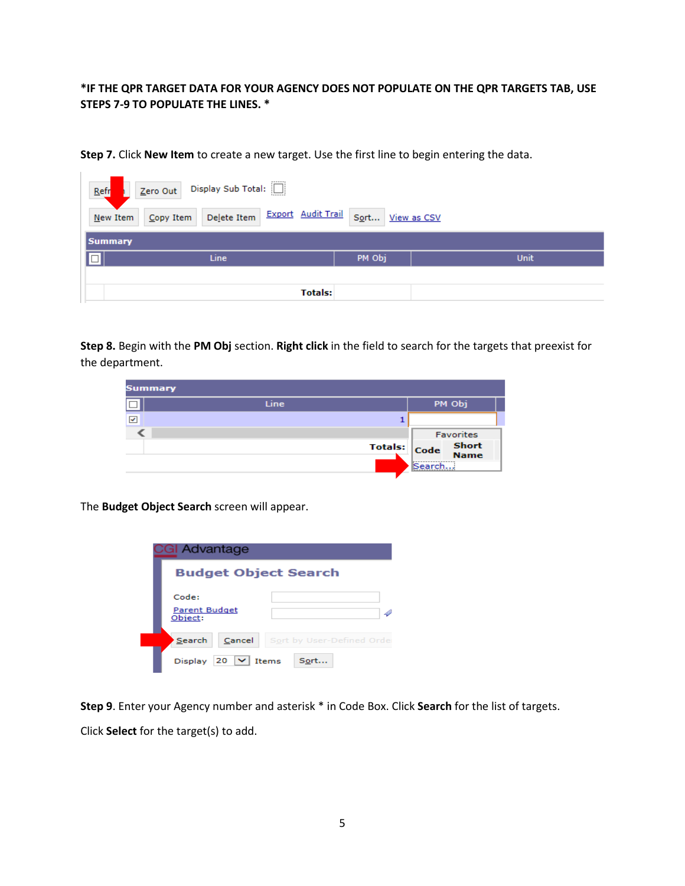**\*IF THE QPR TARGET DATA FOR YOUR AGENCY DOES NOT POPULATE ON THE QPR TARGETS TAB, USE STEPS 7-9 TO POPULATE THE LINES. \***

**Step 7.** Click **New Item** to create a new target. Use the first line to begin entering the data.

**Step 8.** Begin with the **PM Obj** section. **Right click** in the field to search for the targets that preexist for the department.

The **Budget Object Search** screen will appear.

**Step 9**. Enter your Agency number and asterisk * in Code Box. Click **Search** for the list of targets.

Click **Select** for the target(s) to add.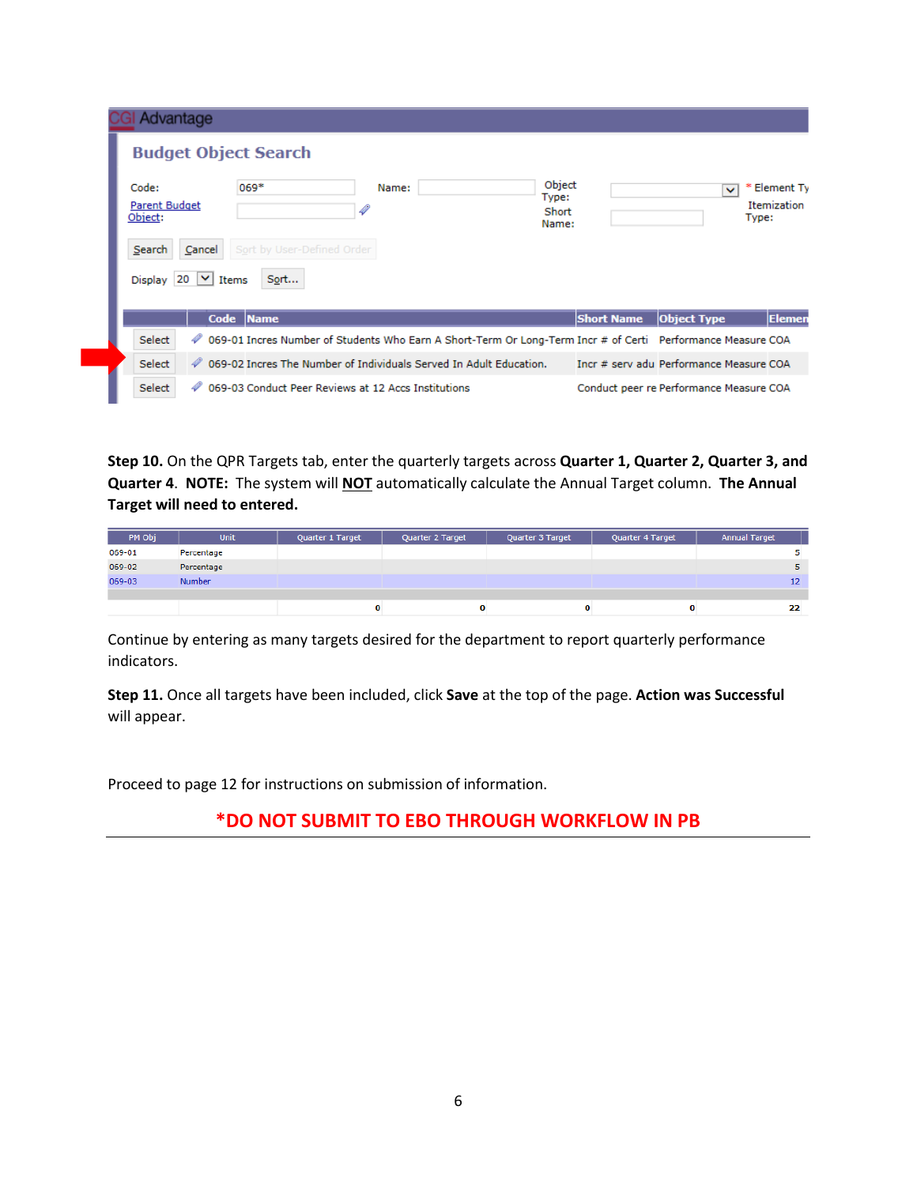CGI Advantage

**Budget Object Search**

| Code: | 069* | Name: | | Object Type: | | * Element Type |
|---|---|---|---|---|---|---|
| Parent Budget Object: | | | | Short Name: | | Itemization Type: |

Search | Cancel | Sort by User-Defined Order

Display 20 Items | Sort...

| | Code | Name | Short Name | Object Type | Element |
|---|---|---|---|---|---|
| Select | | 069-01 Incres Number of Students Who Earn A Short-Term Or Long-Term | Incr # of Certi | Performance Measure COA | |
| Select | | 069-02 Incres The Number of Individuals Served In Adult Education. | Incr # serv adu | Performance Measure COA | |
| Select | | 069-03 Conduct Peer Reviews at 12 Accs Institutions | Conduct peer re | Performance Measure COA | |

**Step 10.** On the QPR Targets tab, enter the quarterly targets across **Quarter 1, Quarter 2, Quarter 3, and Quarter 4**. **NOTE:** The system will **NOT** automatically calculate the Annual Target column. **The Annual Target will need to entered.**

| PM Obj | Unit | Quarter 1 Target | Quarter 2 Target | Quarter 3 Target | Quarter 4 Target | Annual Target |
|---|---|---|---|---|---|---|
| 069-01 | Percentage | | | | | 5 |
| 069-02 | Percentage | | | | | 5 |
| 069-03 | Number | | | | | 12 |
| | | 0 | 0 | 0 | 0 | 22 |

Continue by entering as many targets desired for the department to report quarterly performance indicators.

**Step 11.** Once all targets have been included, click **Save** at the top of the page. **Action was Successful** will appear.

Proceed to page 12 for instructions on submission of information.

**\*DO NOT SUBMIT TO EBO THROUGH WORKFLOW IN PB**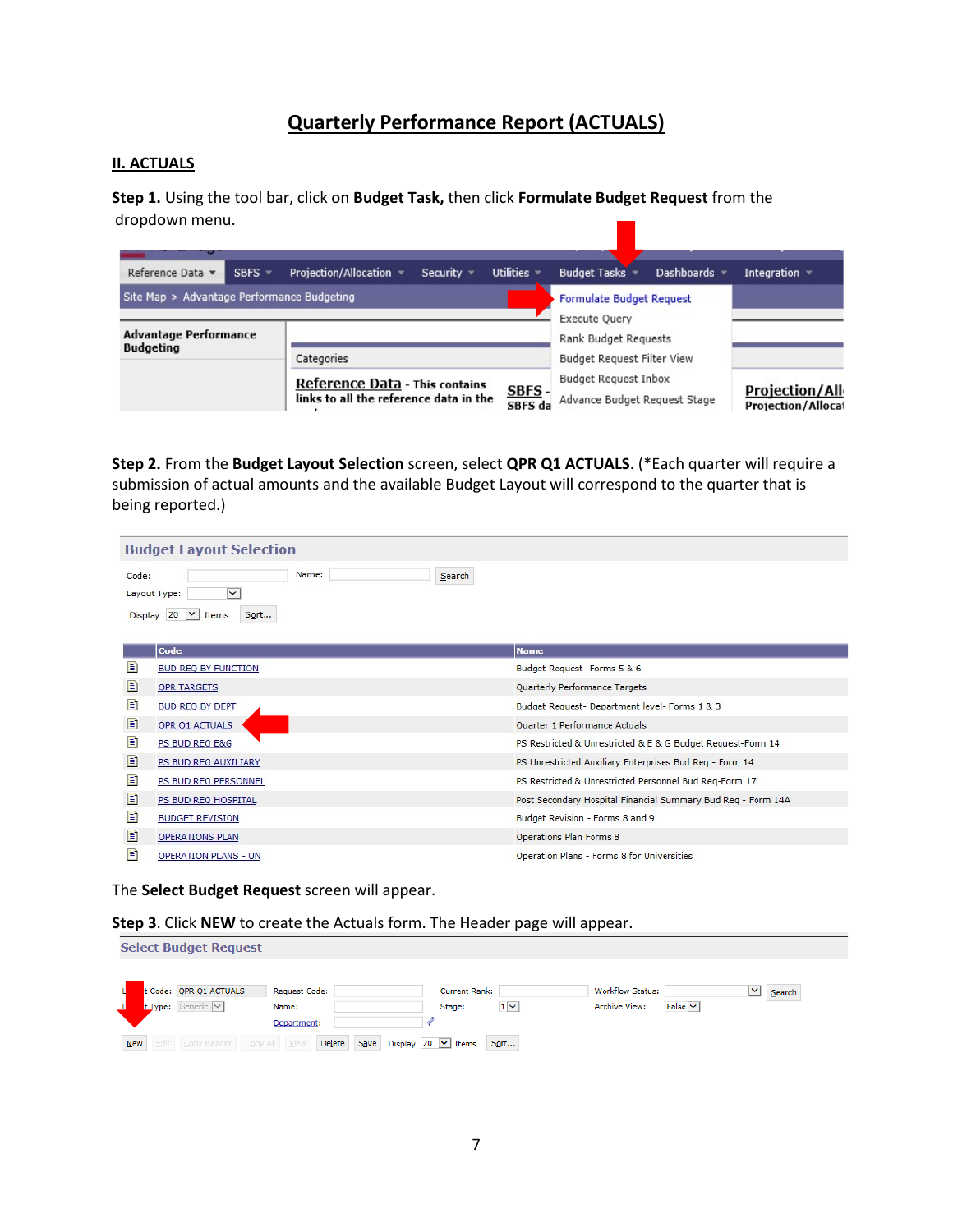# Quarterly Performance Report (ACTUALS)

## II. ACTUALS

**Step 1.** Using the tool bar, click on **Budget Task,** then click **Formulate Budget Request** from the dropdown menu.

**Step 2.** From the **Budget Layout Selection** screen, select **QPR Q1 ACTUALS**. (*Each quarter will require a submission of actual amounts and the available Budget Layout will correspond to the quarter that is being reported.)

The **Select Budget Request** screen will appear.

**Step 3**. Click **NEW** to create the Actuals form. The Header page will appear.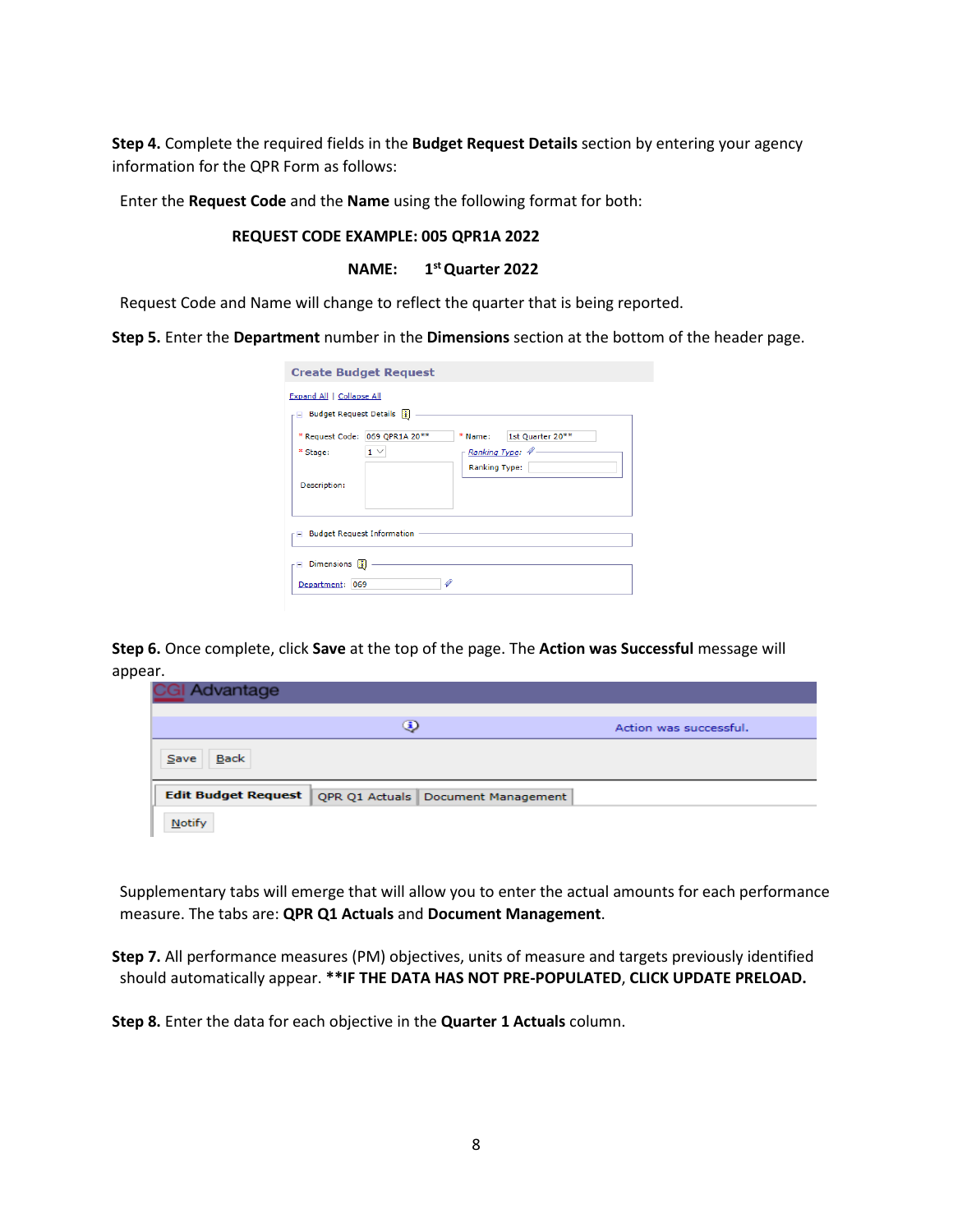**Step 4.** Complete the required fields in the **Budget Request Details** section by entering your agency information for the QPR Form as follows:

Enter the **Request Code** and the **Name** using the following format for both:

**REQUEST CODE EXAMPLE: 005 QPR1A 2022**

**NAME: 1st Quarter 2022**

Request Code and Name will change to reflect the quarter that is being reported.

**Step 5.** Enter the **Department** number in the **Dimensions** section at the bottom of the header page.

**Step 6.** Once complete, click **Save** at the top of the page. The **Action was Successful** message will appear.

Supplementary tabs will emerge that will allow you to enter the actual amounts for each performance measure. The tabs are: **QPR Q1 Actuals** and **Document Management**.

**Step 7.** All performance measures (PM) objectives, units of measure and targets previously identified should automatically appear. **\*\*IF THE DATA HAS NOT PRE-POPULATED, CLICK UPDATE PRELOAD.**

**Step 8.** Enter the data for each objective in the **Quarter 1 Actuals** column.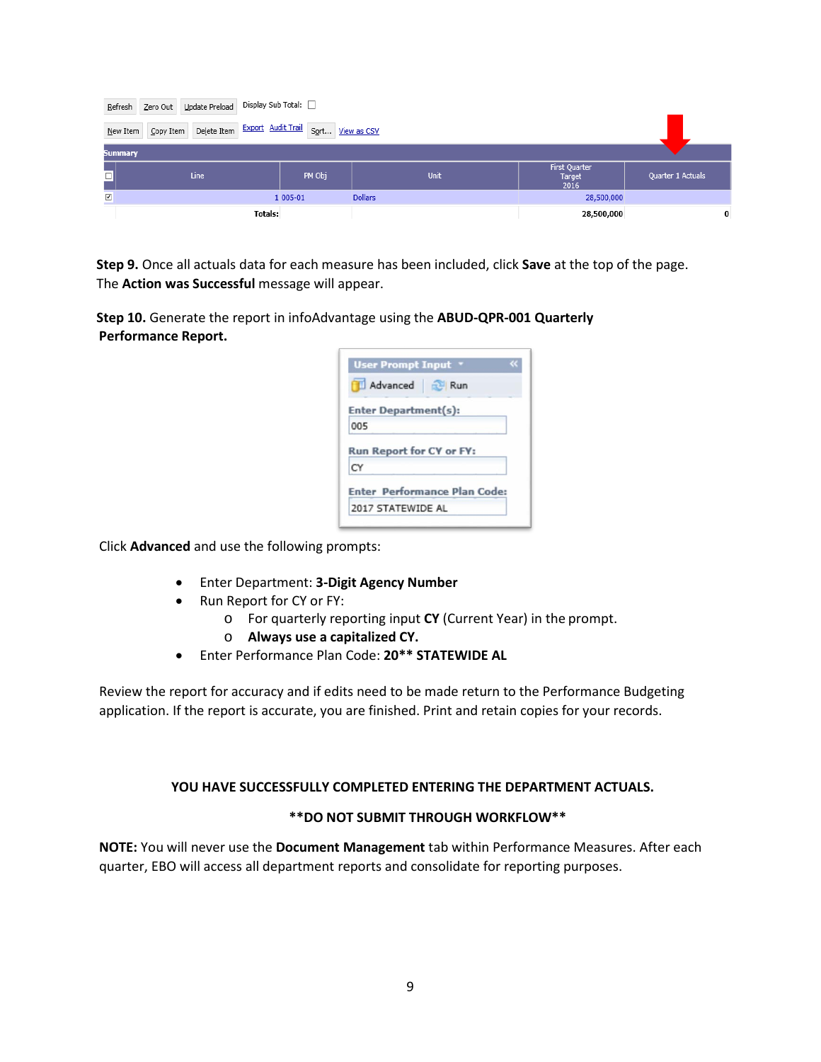| Refresh | Zero Out | Update Preload | Display Sub Total: ☐ |
| --- | --- | --- | --- |
| New Item | Copy Item | Delete Item | Export  Audit Trail  Sort...  View as CSV |

**Summary**

| ☐ | Line | PM Obj | Unit | First Quarter Target 2016 | Quarter 1 Actuals |
| --- | --- | --- | --- | --- | --- |
| ☑ | 1 | 005-01 | Dollars | 28,500,000 | |
| | Totals: | | | 28,500,000 | 0 |

**Step 9.** Once all actuals data for each measure has been included, click **Save** at the top of the page. The **Action was Successful** message will appear.

**Step 10.** Generate the report in infoAdvantage using the **ABUD-QPR-001 Quarterly Performance Report.**

User Prompt Input

Advanced | Run

Enter Department(s): 005

Run Report for CY or FY: CY

Enter Performance Plan Code: 2017 STATEWIDE AL

Click **Advanced** and use the following prompts:

- Enter Department: **3-Digit Agency Number**
- Run Report for CY or FY:
  - For quarterly reporting input **CY** (Current Year) in the prompt.
  - **Always use a capitalized CY.**
- Enter Performance Plan Code: **20** STATEWIDE AL**

Review the report for accuracy and if edits need to be made return to the Performance Budgeting application. If the report is accurate, you are finished. Print and retain copies for your records.

**YOU HAVE SUCCESSFULLY COMPLETED ENTERING THE DEPARTMENT ACTUALS.**

****DO NOT SUBMIT THROUGH WORKFLOW****

**NOTE:** You will never use the **Document Management** tab within Performance Measures. After each quarter, EBO will access all department reports and consolidate for reporting purposes.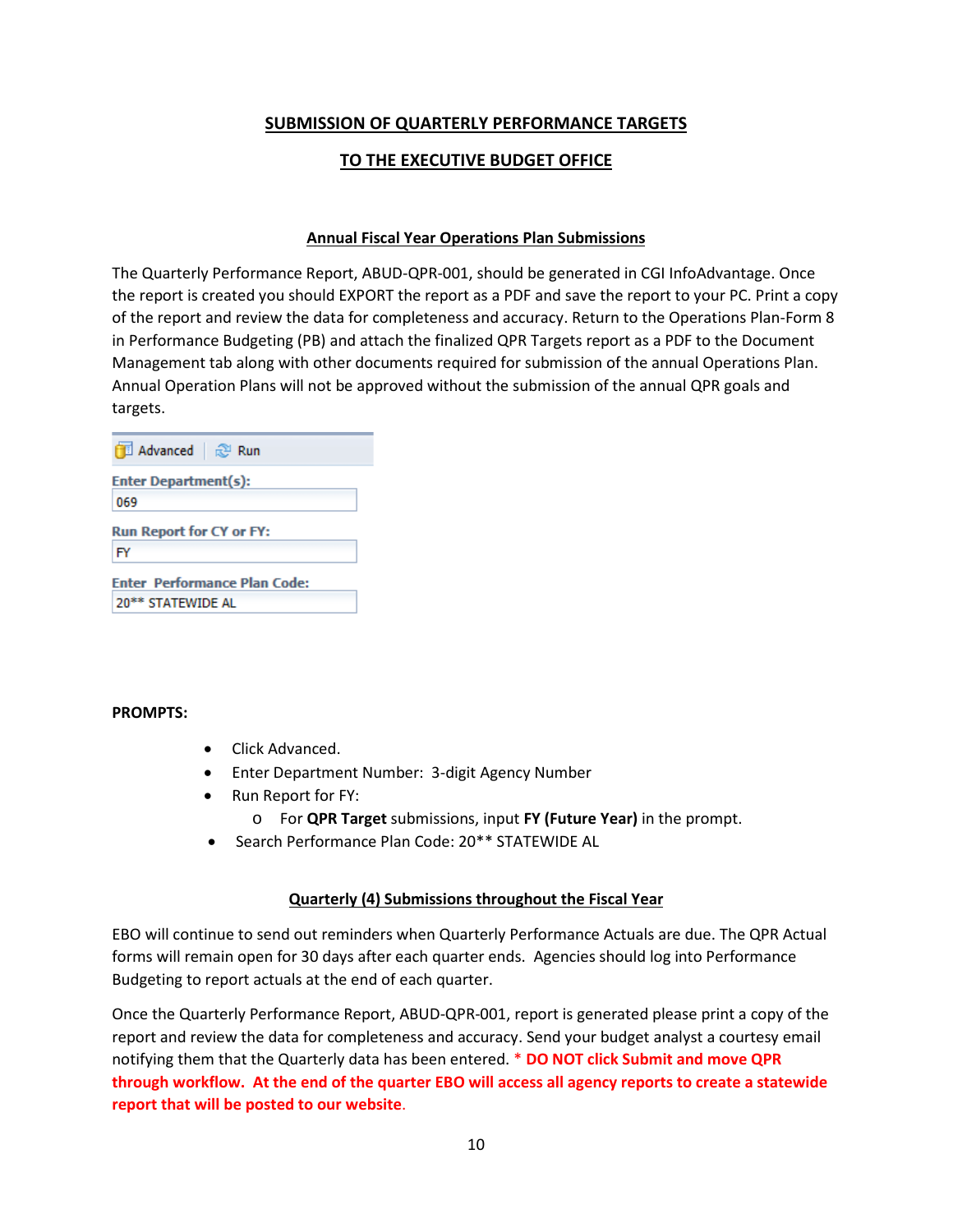# SUBMISSION OF QUARTERLY PERFORMANCE TARGETS

# TO THE EXECUTIVE BUDGET OFFICE

## Annual Fiscal Year Operations Plan Submissions

The Quarterly Performance Report, ABUD-QPR-001, should be generated in CGI InfoAdvantage. Once the report is created you should EXPORT the report as a PDF and save the report to your PC. Print a copy of the report and review the data for completeness and accuracy. Return to the Operations Plan-Form 8 in Performance Budgeting (PB) and attach the finalized QPR Targets report as a PDF to the Document Management tab along with other documents required for submission of the annual Operations Plan. Annual Operation Plans will not be approved without the submission of the annual QPR goals and targets.

Advanced | Run

**Enter Department(s):**
069

**Run Report for CY or FY:**
FY

**Enter Performance Plan Code:**
20** STATEWIDE AL

**PROMPTS:**

- Click Advanced.
- Enter Department Number: 3-digit Agency Number
- Run Report for FY:
  - For **QPR Target** submissions, input **FY (Future Year)** in the prompt.
- Search Performance Plan Code: 20** STATEWIDE AL

## Quarterly (4) Submissions throughout the Fiscal Year

EBO will continue to send out reminders when Quarterly Performance Actuals are due. The QPR Actual forms will remain open for 30 days after each quarter ends. Agencies should log into Performance Budgeting to report actuals at the end of each quarter.

Once the Quarterly Performance Report, ABUD-QPR-001, report is generated please print a copy of the report and review the data for completeness and accuracy. Send your budget analyst a courtesy email notifying them that the Quarterly data has been entered. *** DO NOT click Submit and move QPR through workflow. At the end of the quarter EBO will access all agency reports to create a statewide report that will be posted to our website.**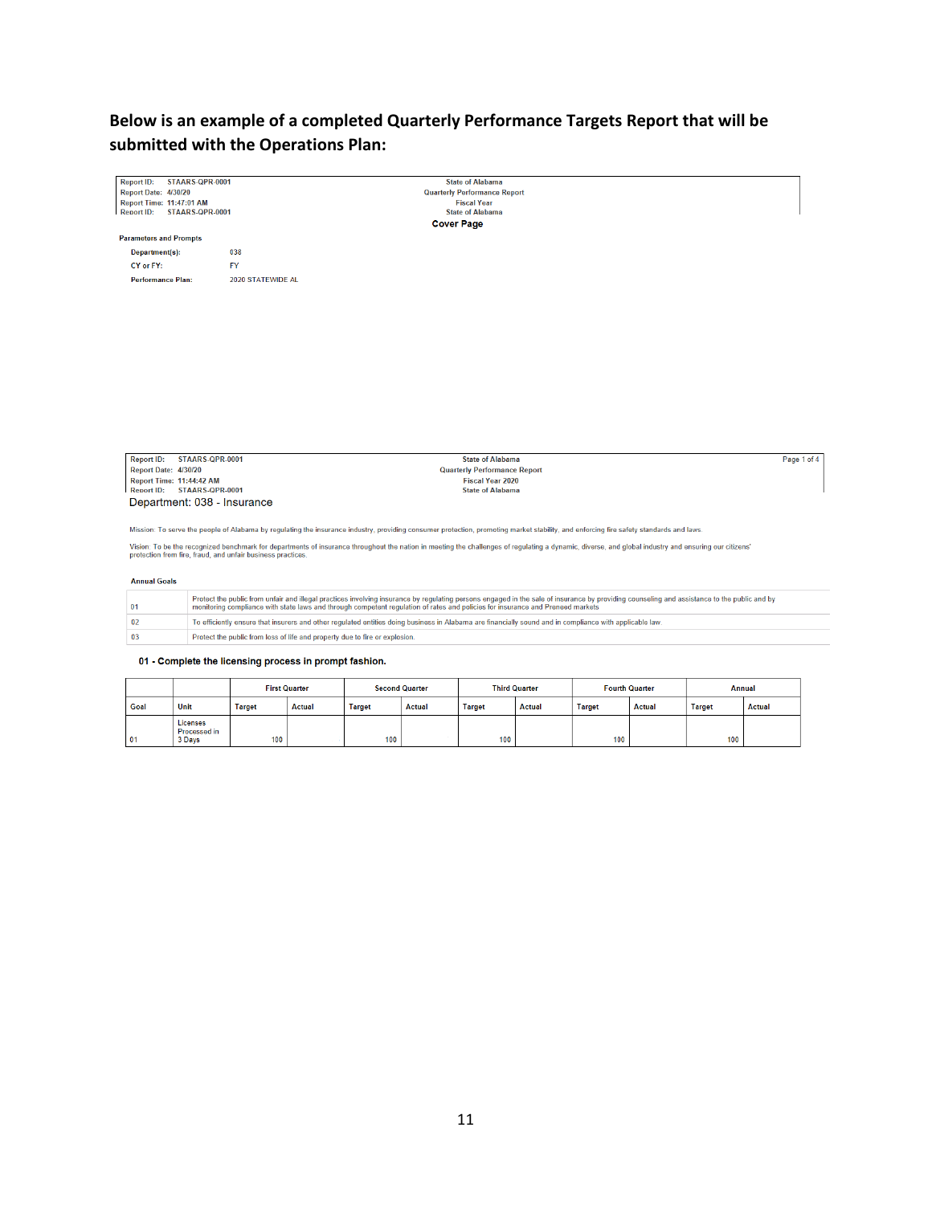**Below is an example of a completed Quarterly Performance Targets Report that will be submitted with the Operations Plan:**

Report ID: STAARS-QPR-0001
Report Date: 4/30/20
Report Time: 11:47:01 AM
Report ID: STAARS-QPR-0001

State of Alabama
Quarterly Performance Report
Fiscal Year
State of Alabama

**Cover Page**

**Parameters and Prompts**

| | |
|---|---|
| **Department(s):** | 038 |
| **CY or FY:** | FY |
| **Performance Plan:** | 2020 STATEWIDE AL |

Report ID: STAARS-QPR-0001
Report Date: 4/30/20
Report Time: 11:44:42 AM
Report ID: STAARS-QPR-0001

State of Alabama
Quarterly Performance Report
Fiscal Year 2020
State of Alabama

Page 1 of 4

Department: 038 - Insurance

Mission: To serve the people of Alabama by regulating the insurance industry, providing consumer protection, promoting market stability, and enforcing fire safety standards and laws.

Vision: To be the recognized benchmark for departments of insurance throughout the nation in meeting the challenges of regulating a dynamic, diverse, and global industry and ensuring our citizens' protection from fire, fraud, and unfair business practices.

**Annual Goals**

| | |
|---|---|
| 01 | Protect the public from unfair and illegal practices involving insurance by regulating persons engaged in the sale of insurance by providing counseling and assistance to the public and by monitoring compliance with state laws and through competent regulation of rates and policies for insurance and Preneed markets |
| 02 | To efficiently ensure that insurers and other regulated entities doing business in Alabama are financially sound and in compliance with applicable law. |
| 03 | Protect the public from loss of life and property due to fire or explosion. |

**01 - Complete the licensing process in prompt fashion.**

| | | First Quarter | | Second Quarter | | Third Quarter | | Fourth Quarter | | Annual | |
|---|---|---|---|---|---|---|---|---|---|---|---|
| Goal | Unit | Target | Actual | Target | Actual | Target | Actual | Target | Actual | Target | Actual |
| 01 | Licenses Processed in 3 Days | 100 | | 100 | | 100 | | 100 | | 100 | |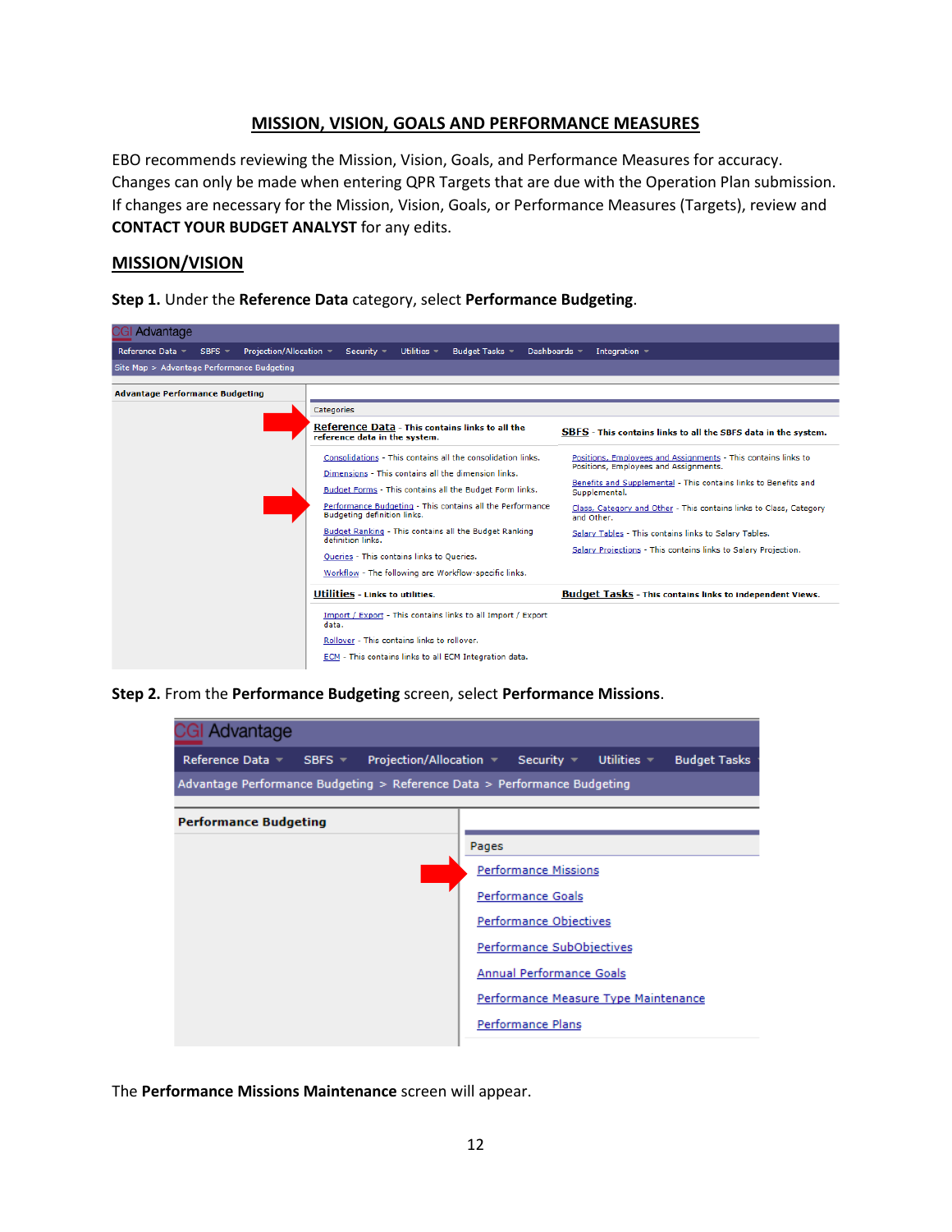## MISSION, VISION, GOALS AND PERFORMANCE MEASURES

EBO recommends reviewing the Mission, Vision, Goals, and Performance Measures for accuracy. Changes can only be made when entering QPR Targets that are due with the Operation Plan submission. If changes are necessary for the Mission, Vision, Goals, or Performance Measures (Targets), review and **CONTACT YOUR BUDGET ANALYST** for any edits.

### MISSION/VISION

**Step 1.** Under the **Reference Data** category, select **Performance Budgeting**.

**Step 2.** From the **Performance Budgeting** screen, select **Performance Missions**.

The **Performance Missions Maintenance** screen will appear.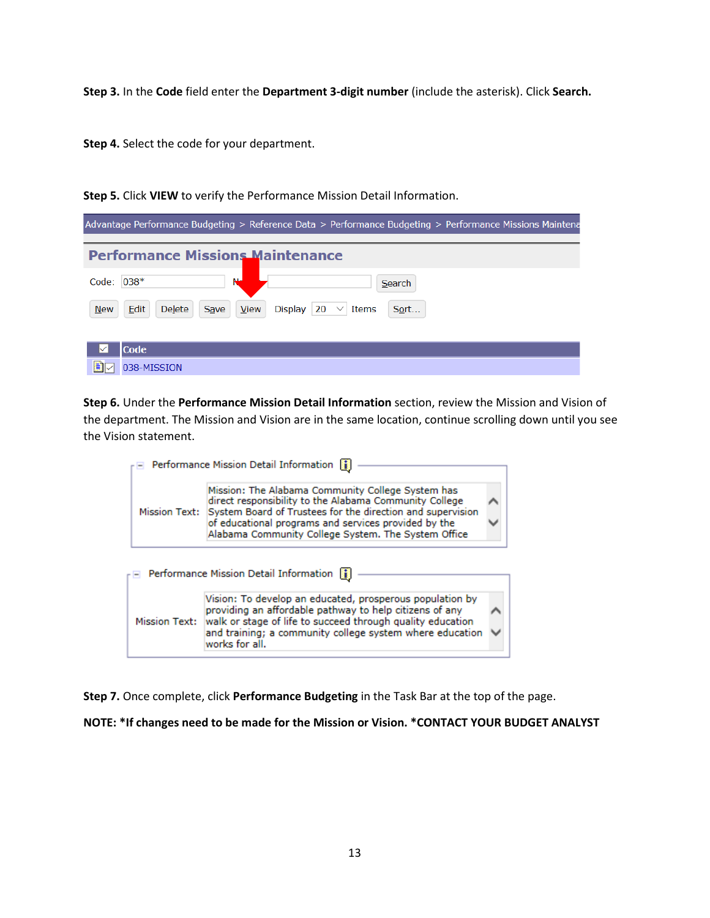**Step 3.** In the **Code** field enter the **Department 3-digit number** (include the asterisk). Click **Search.**

**Step 4.** Select the code for your department.

**Step 5.** Click **VIEW** to verify the Performance Mission Detail Information.

Advantage Performance Budgeting > Reference Data > Performance Budgeting > Performance Missions Maintena

**Performance Missions Maintenance**

Code: 038*

| Code |
|---|
| 038-MISSION |

**Step 6.** Under the **Performance Mission Detail Information** section, review the Mission and Vision of the department. The Mission and Vision are in the same location, continue scrolling down until you see the Vision statement.

Performance Mission Detail Information

Mission Text: Mission: The Alabama Community College System has direct responsibility to the Alabama Community College System Board of Trustees for the direction and supervision of educational programs and services provided by the Alabama Community College System. The System Office

Performance Mission Detail Information

Mission Text: Vision: To develop an educated, prosperous population by providing an affordable pathway to help citizens of any walk or stage of life to succeed through quality education and training; a community college system where education works for all.

**Step 7.** Once complete, click **Performance Budgeting** in the Task Bar at the top of the page.

**NOTE: *If changes need to be made for the Mission or Vision. *CONTACT YOUR BUDGET ANALYST**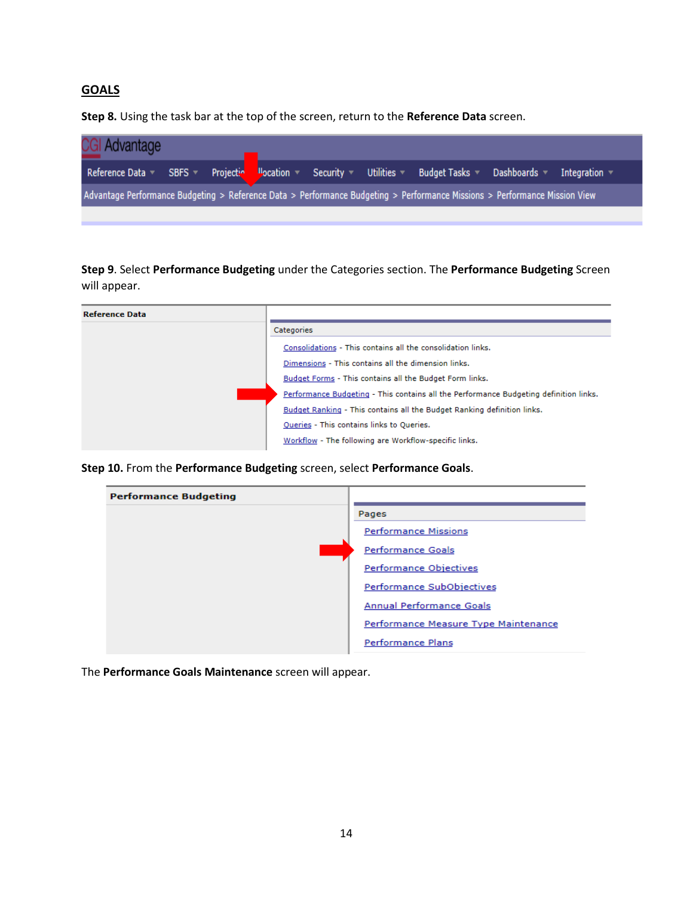## GOALS

**Step 8.** Using the task bar at the top of the screen, return to the **Reference Data** screen.

CGI Advantage

Reference Data ▾ SBFS ▾ Projection/Allocation ▾ Security ▾ Utilities ▾ Budget Tasks ▾ Dashboards ▾ Integration ▾

Advantage Performance Budgeting > Reference Data > Performance Budgeting > Performance Missions > Performance Mission View

**Step 9**. Select **Performance Budgeting** under the Categories section. The **Performance Budgeting** Screen will appear.

**Reference Data**

Categories

- Consolidations - This contains all the consolidation links.
- Dimensions - This contains all the dimension links.
- Budget Forms - This contains all the Budget Form links.
- Performance Budgeting - This contains all the Performance Budgeting definition links.
- Budget Ranking - This contains all the Budget Ranking definition links.
- Queries - This contains links to Queries.
- Workflow - The following are Workflow-specific links.

**Step 10.** From the **Performance Budgeting** screen, select **Performance Goals**.

**Performance Budgeting**

Pages

- Performance Missions
- Performance Goals
- Performance Objectives
- Performance SubObjectives
- Annual Performance Goals
- Performance Measure Type Maintenance
- Performance Plans

The **Performance Goals Maintenance** screen will appear.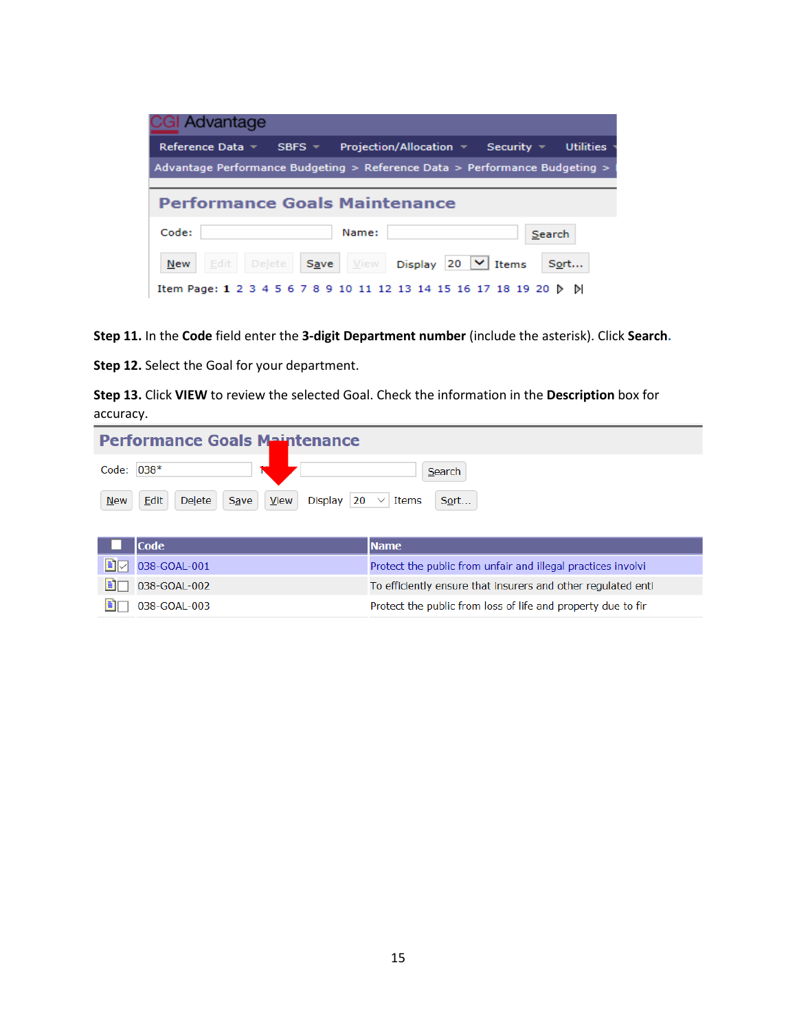**Step 11.** In the **Code** field enter the **3-digit Department number** (include the asterisk). Click **Search**.

**Step 12.** Select the Goal for your department.

**Step 13.** Click **VIEW** to review the selected Goal. Check the information in the **Description** box for accuracy.

| Code | Name |
|---|---|
| 038-GOAL-001 | Protect the public from unfair and illegal practices involvi |
| 038-GOAL-002 | To efficiently ensure that insurers and other regulated enti |
| 038-GOAL-003 | Protect the public from loss of life and property due to fir |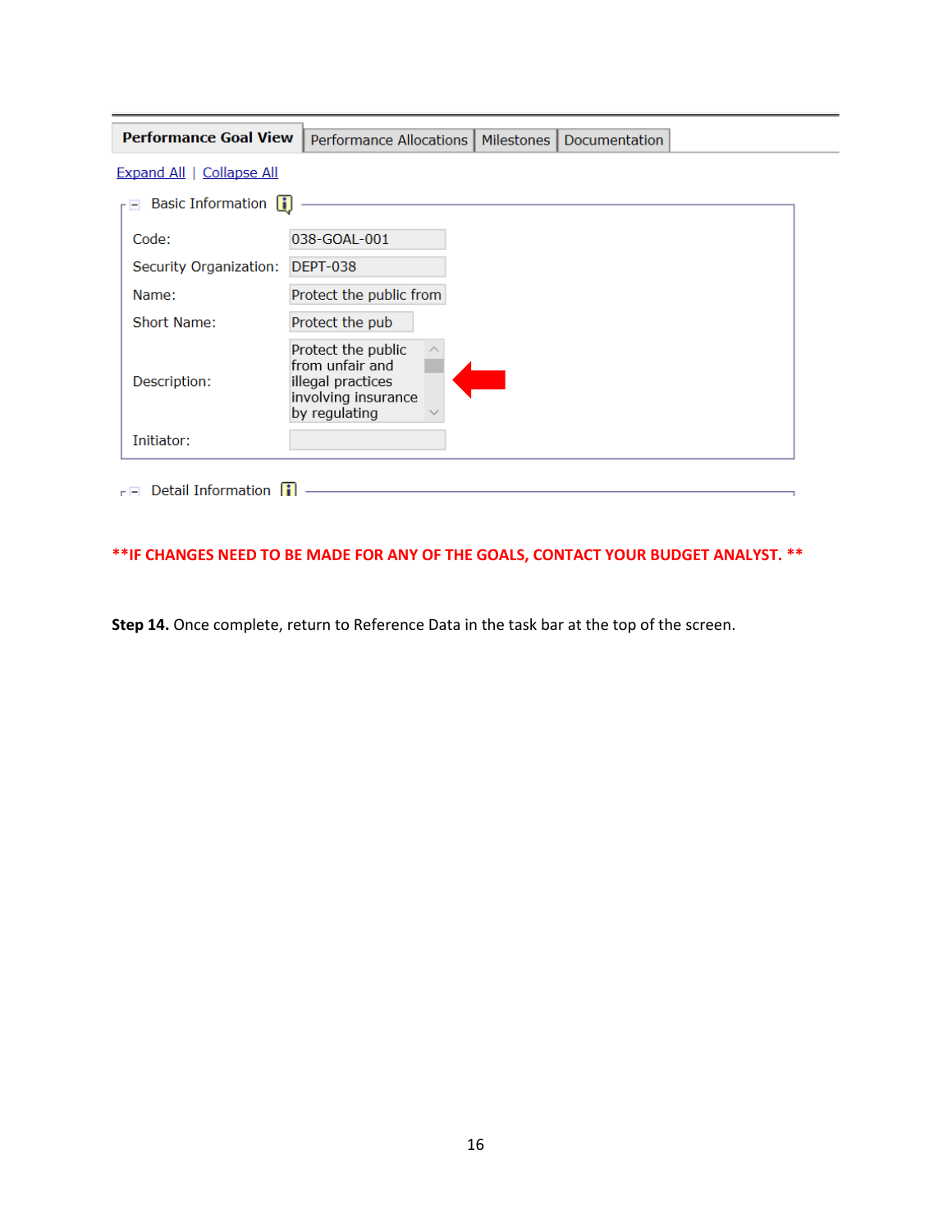**Performance Goal View** | Performance Allocations | Milestones | Documentation

Expand All | Collapse All

Basic Information

| | |
|---|---|
| Code: | 038-GOAL-001 |
| Security Organization: | DEPT-038 |
| Name: | Protect the public from |
| Short Name: | Protect the pub |
| Description: | Protect the public from unfair and illegal practices involving insurance by regulating |
| Initiator: | |

Detail Information

**\*\*IF CHANGES NEED TO BE MADE FOR ANY OF THE GOALS, CONTACT YOUR BUDGET ANALYST. \*\***

**Step 14.** Once complete, return to Reference Data in the task bar at the top of the screen.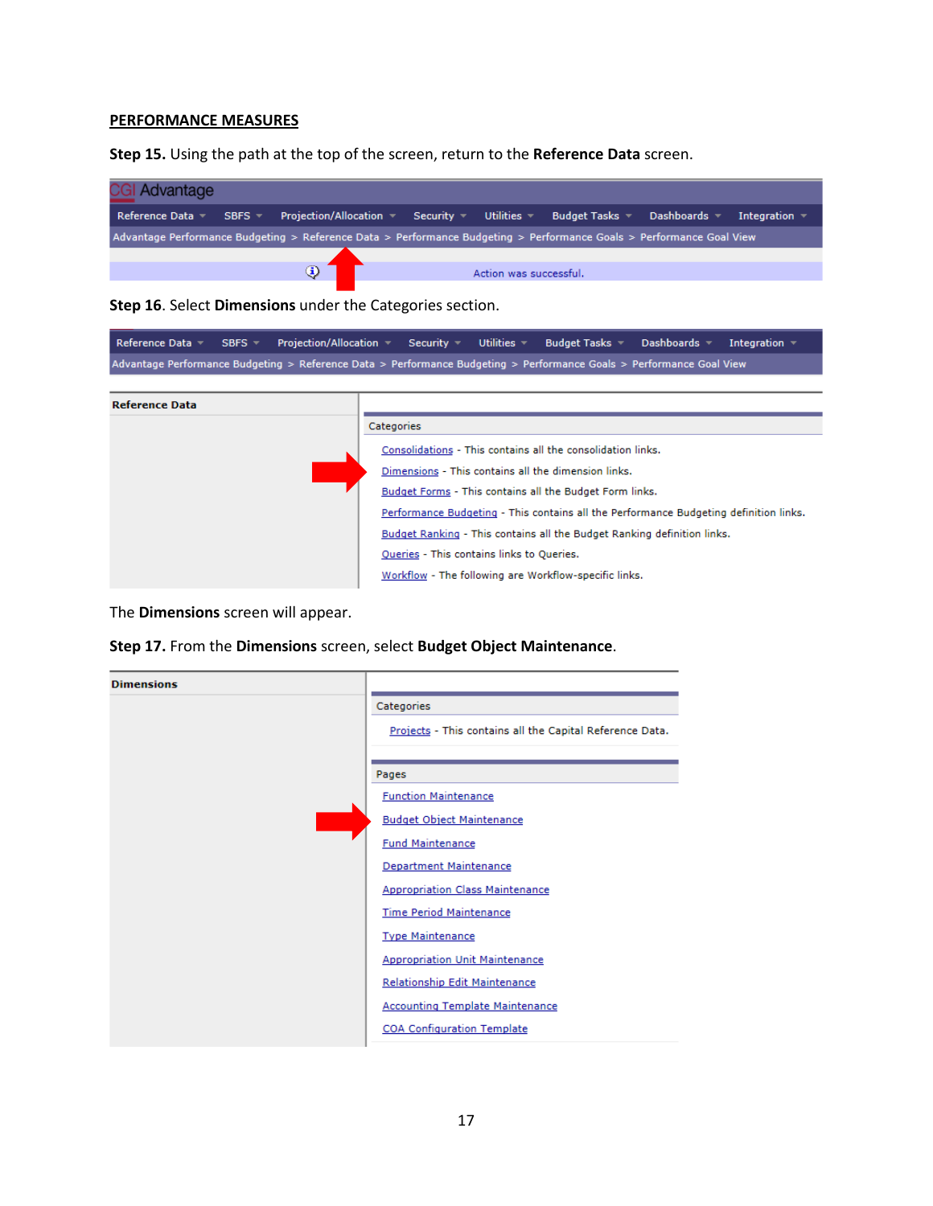## PERFORMANCE MEASURES

**Step 15.** Using the path at the top of the screen, return to the **Reference Data** screen.

CGI Advantage

Reference Data | SBFS | Projection/Allocation | Security | Utilities | Budget Tasks | Dashboards | Integration

Advantage Performance Budgeting > Reference Data > Performance Budgeting > Performance Goals > Performance Goal View

Action was successful.

**Step 16**. Select **Dimensions** under the Categories section.

Reference Data | SBFS | Projection/Allocation | Security | Utilities | Budget Tasks | Dashboards | Integration

Advantage Performance Budgeting > Reference Data > Performance Budgeting > Performance Goals > Performance Goal View

**Reference Data**

Categories

- Consolidations - This contains all the consolidation links.
- Dimensions - This contains all the dimension links.
- Budget Forms - This contains all the Budget Form links.
- Performance Budgeting - This contains all the Performance Budgeting definition links.
- Budget Ranking - This contains all the Budget Ranking definition links.
- Queries - This contains links to Queries.
- Workflow - The following are Workflow-specific links.

The **Dimensions** screen will appear.

**Step 17.** From the **Dimensions** screen, select **Budget Object Maintenance**.

**Dimensions**

Categories

- Projects - This contains all the Capital Reference Data.

Pages

- Function Maintenance
- Budget Object Maintenance
- Fund Maintenance
- Department Maintenance
- Appropriation Class Maintenance
- Time Period Maintenance
- Type Maintenance
- Appropriation Unit Maintenance
- Relationship Edit Maintenance
- Accounting Template Maintenance
- COA Configuration Template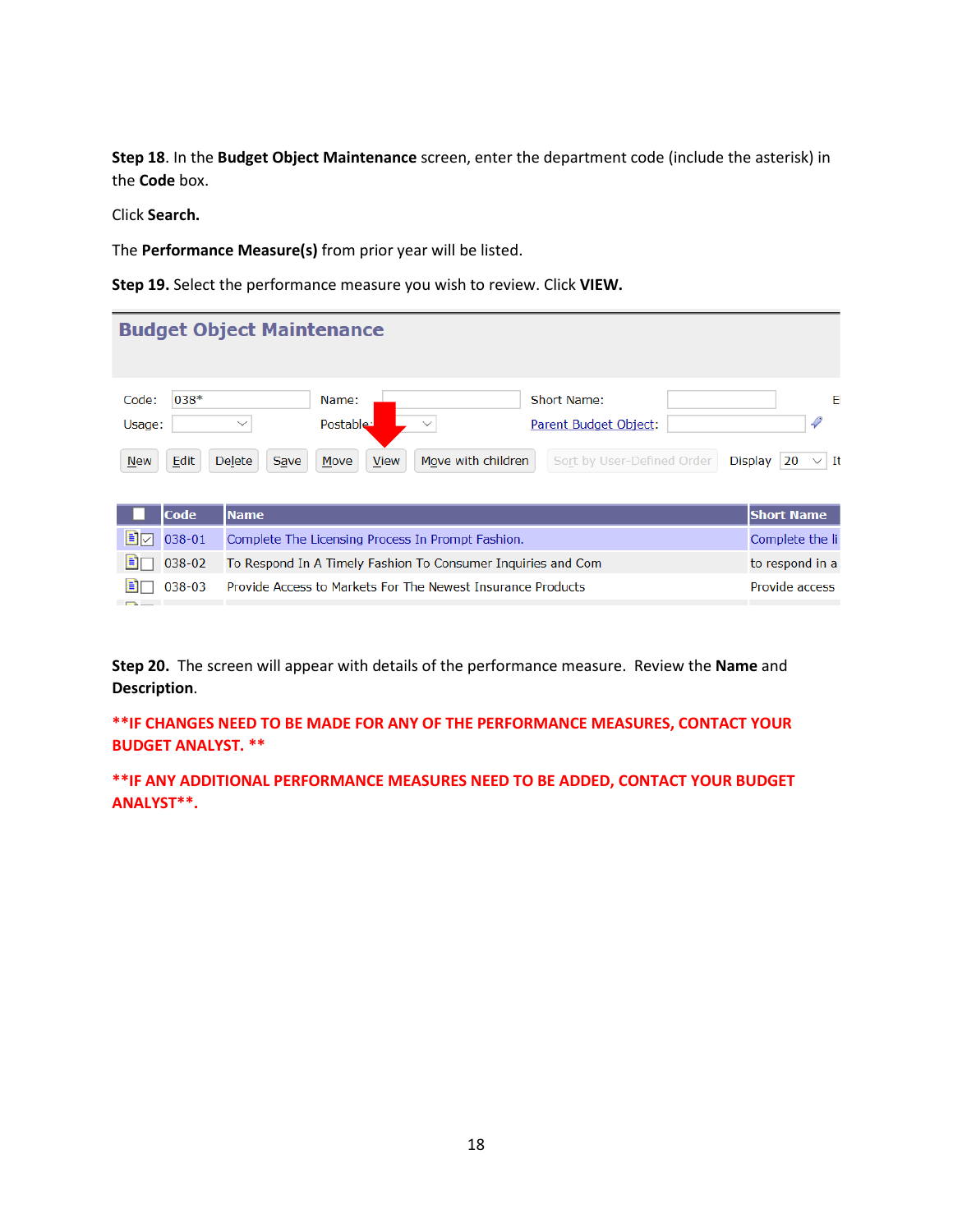**Step 18**. In the **Budget Object Maintenance** screen, enter the department code (include the asterisk) in the **Code** box.

Click **Search.**

The **Performance Measure(s)** from prior year will be listed.

**Step 19.** Select the performance measure you wish to review. Click **VIEW.**

**Budget Object Maintenance**

Code: 038* Name: Short Name:

Usage: Postable: Parent Budget Object:

New | Edit | Delete | Save | Move | View | Move with children | Sort by User-Defined Order | Display 20

| | Code | Name | Short Name |
|---|---|---|---|
| ☑ | 038-01 | Complete The Licensing Process In Prompt Fashion. | Complete the li |
| ☐ | 038-02 | To Respond In A Timely Fashion To Consumer Inquiries and Com | to respond in a |
| ☐ | 038-03 | Provide Access to Markets For The Newest Insurance Products | Provide access |

**Step 20.** The screen will appear with details of the performance measure. Review the **Name** and **Description**.

****IF CHANGES NEED TO BE MADE FOR ANY OF THE PERFORMANCE MEASURES, CONTACT YOUR BUDGET ANALYST. ****

****IF ANY ADDITIONAL PERFORMANCE MEASURES NEED TO BE ADDED, CONTACT YOUR BUDGET ANALYST**.**